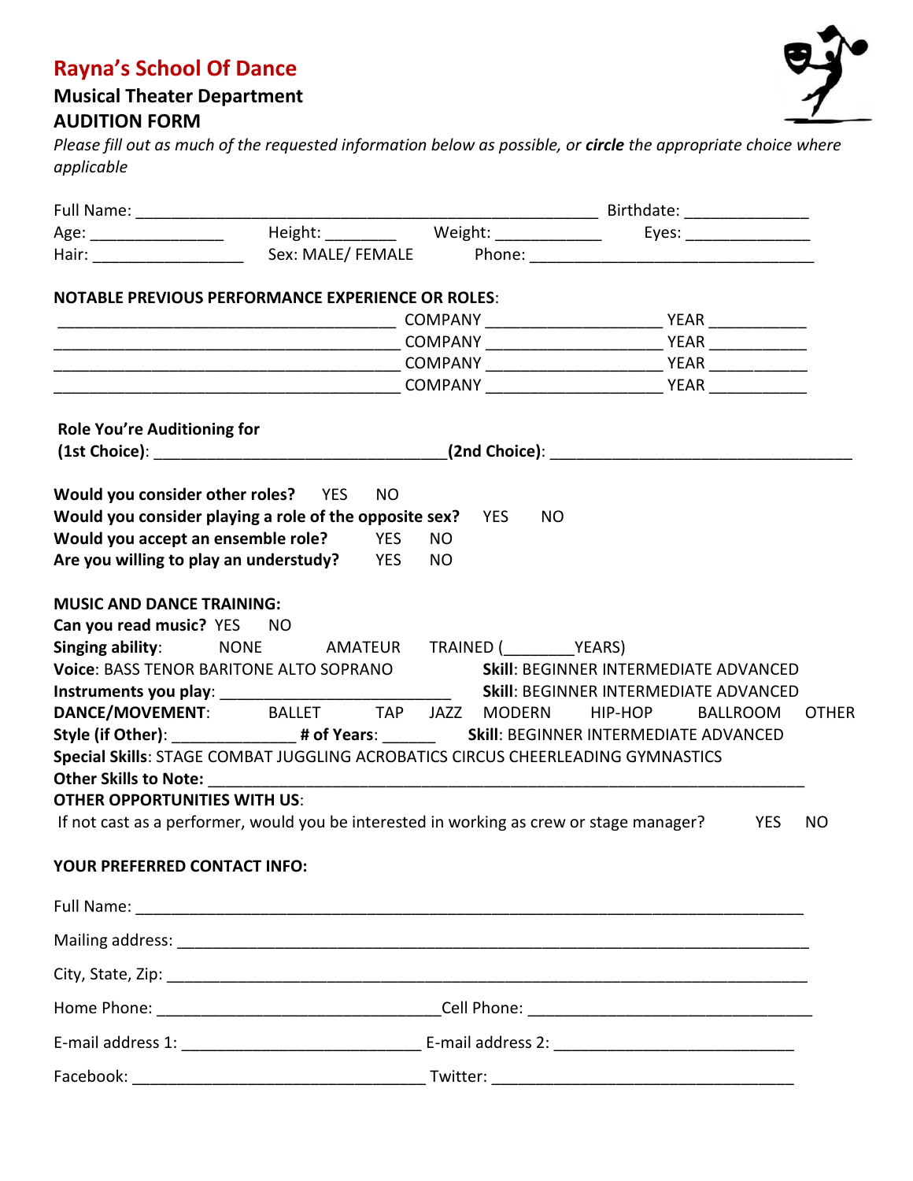# Rayna's School Of Dance

## Musical Theater Department

## AUDITION FORM

*Please fill out as much of the requested information below as possible, or* ***circle*** *the appropriate choice where applicable*

Full Name: ____________________________________________________ Birthdate: ______________

Age: _______________ Height: ________ Weight: ____________ Eyes: ______________

Hair: _________________ Sex: MALE/ FEMALE Phone: ________________________________

**NOTABLE PREVIOUS PERFORMANCE EXPERIENCE OR ROLES**:

_______________________________________ COMPANY ___________________ YEAR ___________

_______________________________________ COMPANY ___________________ YEAR ___________

_______________________________________ COMPANY ___________________ YEAR ___________

_______________________________________ COMPANY ___________________ YEAR ___________

**Role You're Auditioning for**

**(1st Choice)**: __________________________________**(2nd Choice)**: __________________________________

**Would you consider other roles?** YES NO

**Would you consider playing a role of the opposite sex?** YES NO

**Would you accept an ensemble role?** YES NO

**Are you willing to play an understudy?** YES NO

**MUSIC AND DANCE TRAINING:**

**Can you read music?** YES NO

**Singing ability**: NONE AMATEUR TRAINED (________YEARS)

**Voice**: BASS TENOR BARITONE ALTO SOPRANO **Skill**: BEGINNER INTERMEDIATE ADVANCED

**Instruments you play**: __________________________ **Skill**: BEGINNER INTERMEDIATE ADVANCED

**DANCE/MOVEMENT**: BALLET TAP JAZZ MODERN HIP-HOP BALLROOM OTHER

**Style (if Other)**: ______________ **# of Years**: ______ **Skill**: BEGINNER INTERMEDIATE ADVANCED

**Special Skills**: STAGE COMBAT JUGGLING ACROBATICS CIRCUS CHEERLEADING GYMNASTICS

**Other Skills to Note:** ____________________________________________________________________

**OTHER OPPORTUNITIES WITH US**:

If not cast as a performer, would you be interested in working as crew or stage manager? YES NO

**YOUR PREFERRED CONTACT INFO:**

Full Name: ___________________________________________________________________________

Mailing address: ______________________________________________________________________

City, State, Zip: _______________________________________________________________________

Home Phone: ________________________________Cell Phone: _________________________________

E-mail address 1: ___________________________ E-mail address 2: ___________________________

Facebook: _________________________________ Twitter: ___________________________________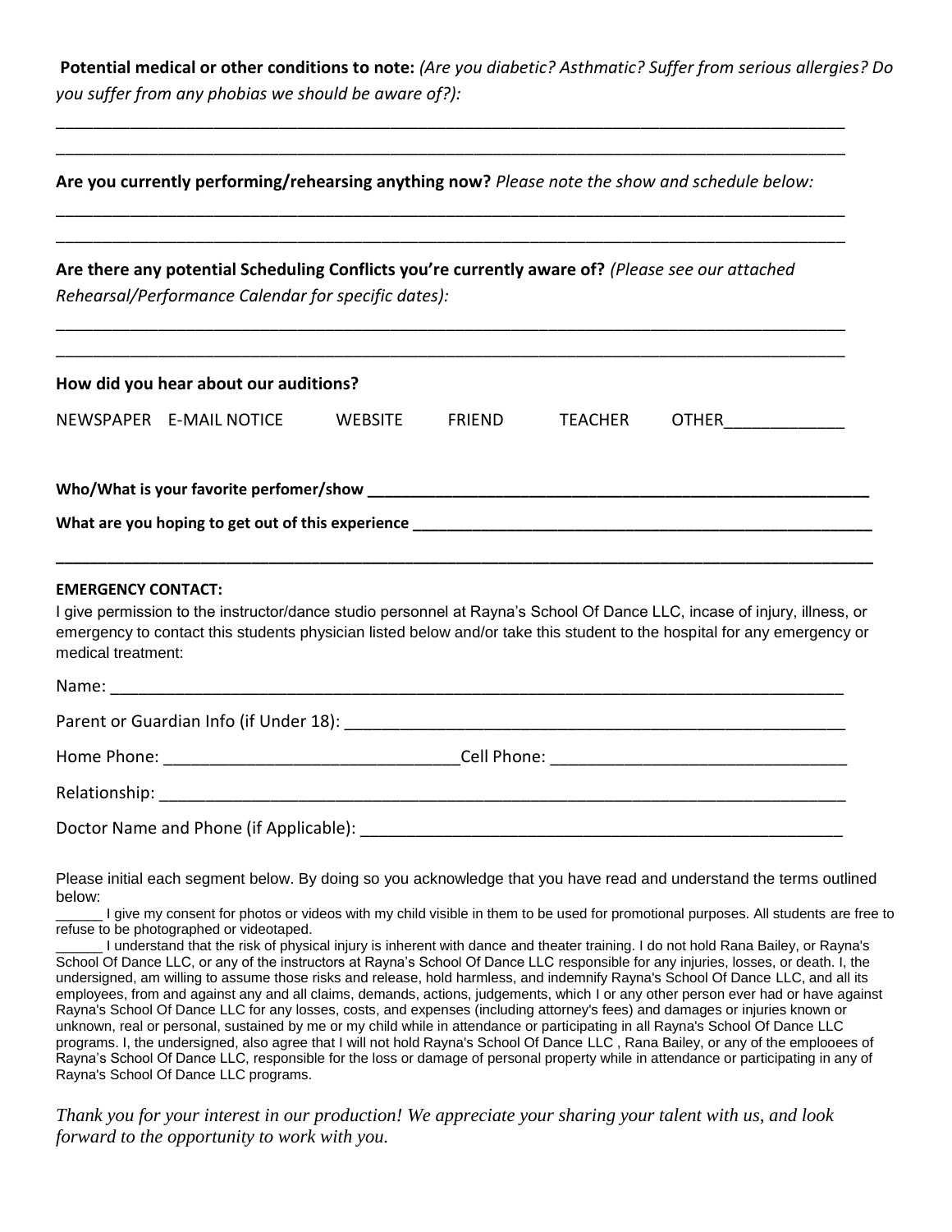**Potential medical or other conditions to note:** *(Are you diabetic? Asthmatic? Suffer from serious allergies? Do you suffer from any phobias we should be aware of?):*

_______________________________________________________________________________________

_______________________________________________________________________________________

**Are you currently performing/rehearsing anything now?** *Please note the show and schedule below:*

_______________________________________________________________________________________

_______________________________________________________________________________________

**Are there any potential Scheduling Conflicts you're currently aware of?** *(Please see our attached Rehearsal/Performance Calendar for specific dates):*

_______________________________________________________________________________________

_______________________________________________________________________________________

**How did you hear about our auditions?**

NEWSPAPER E-MAIL NOTICE WEBSITE FRIEND TEACHER OTHER_____________

**Who/What is your favorite perfomer/show** _______________________________________________

**What are you hoping to get out of this experience** ___________________________________________

_______________________________________________________________________________________

**EMERGENCY CONTACT:**

I give permission to the instructor/dance studio personnel at Rayna's School Of Dance LLC, incase of injury, illness, or emergency to contact this students physician listed below and/or take this student to the hospital for any emergency or medical treatment:

Name: _______________________________________________________________________________

Parent or Guardian Info (if Under 18): _______________________________________________________

Home Phone: _______________________________Cell Phone: _______________________________

Relationship: __________________________________________________________________________

Doctor Name and Phone (if Applicable): _____________________________________________________

Please initial each segment below. By doing so you acknowledge that you have read and understand the terms outlined below:

______ I give my consent for photos or videos with my child visible in them to be used for promotional purposes. All students are free to refuse to be photographed or videotaped.

______ I understand that the risk of physical injury is inherent with dance and theater training. I do not hold Rana Bailey, or Rayna's School Of Dance LLC, or any of the instructors at Rayna's School Of Dance LLC responsible for any injuries, losses, or death. I, the undersigned, am willing to assume those risks and release, hold harmless, and indemnify Rayna's School Of Dance LLC, and all its employees, from and against any and all claims, demands, actions, judgements, which I or any other person ever had or have against Rayna's School Of Dance LLC for any losses, costs, and expenses (including attorney's fees) and damages or injuries known or unknown, real or personal, sustained by me or my child while in attendance or participating in all Rayna's School Of Dance LLC programs. I, the undersigned, also agree that I will not hold Rayna's School Of Dance LLC , Rana Bailey, or any of the emplooees of Rayna's School Of Dance LLC, responsible for the loss or damage of personal property while in attendance or participating in any of Rayna's School Of Dance LLC programs.

*Thank you for your interest in our production! We appreciate your sharing your talent with us, and look forward to the opportunity to work with you.*